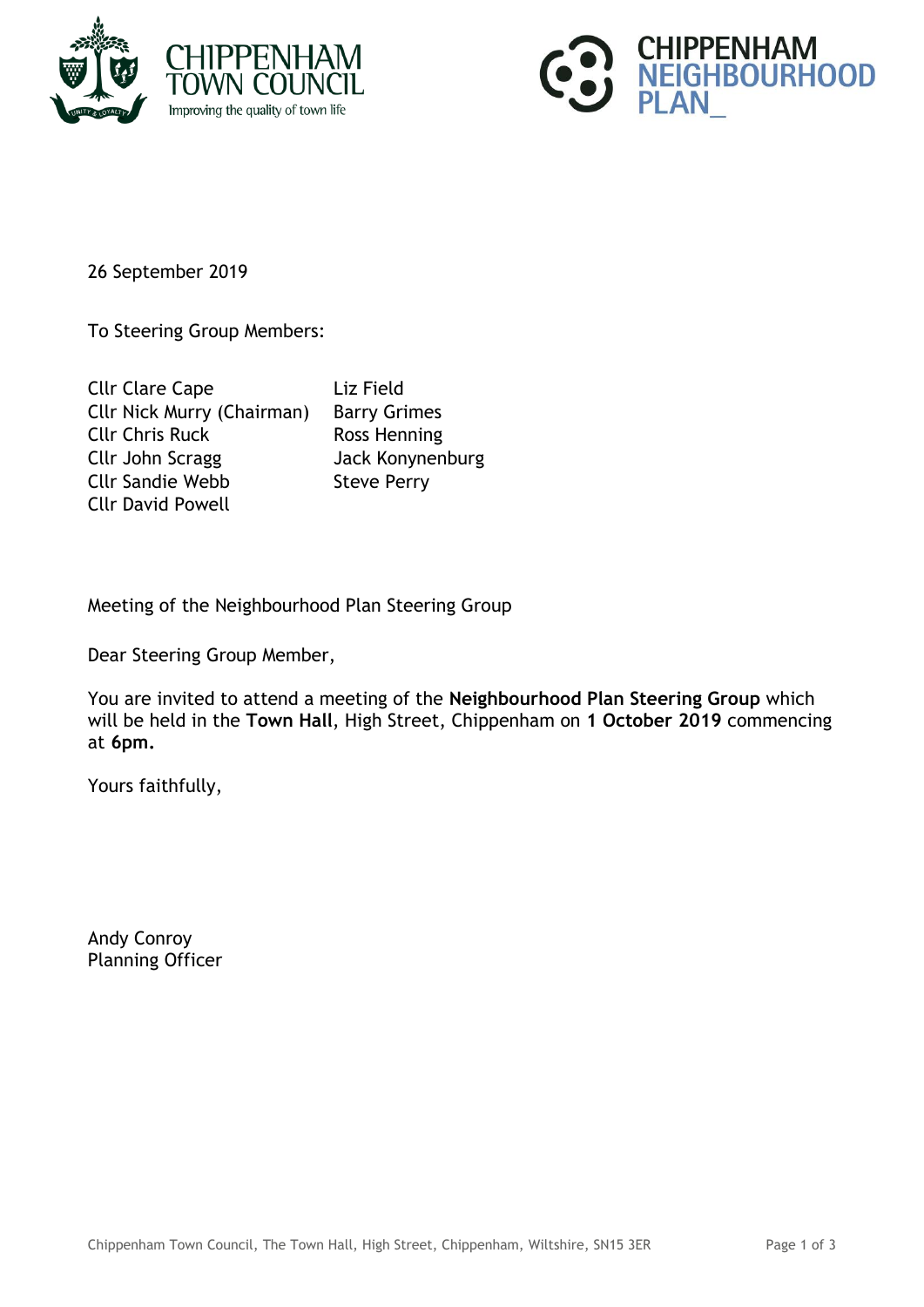CHIPPENHAM TOWN COUNCIL
Improving the quality of town life

CHIPPENHAM NEIGHBOURHOOD PLAN_

26 September 2019

To Steering Group Members:

| | |
|---|---|
| Cllr Clare Cape | Liz Field |
| Cllr Nick Murry (Chairman) | Barry Grimes |
| Cllr Chris Ruck | Ross Henning |
| Cllr John Scragg | Jack Konynenburg |
| Cllr Sandie Webb | Steve Perry |
| Cllr David Powell | |

Meeting of the Neighbourhood Plan Steering Group

Dear Steering Group Member,

You are invited to attend a meeting of the **Neighbourhood Plan Steering Group** which will be held in the **Town Hall**, High Street, Chippenham on **1 October 2019** commencing at **6pm.**

Yours faithfully,

Andy Conroy
Planning Officer

Chippenham Town Council, The Town Hall, High Street, Chippenham, Wiltshire, SN15 3ER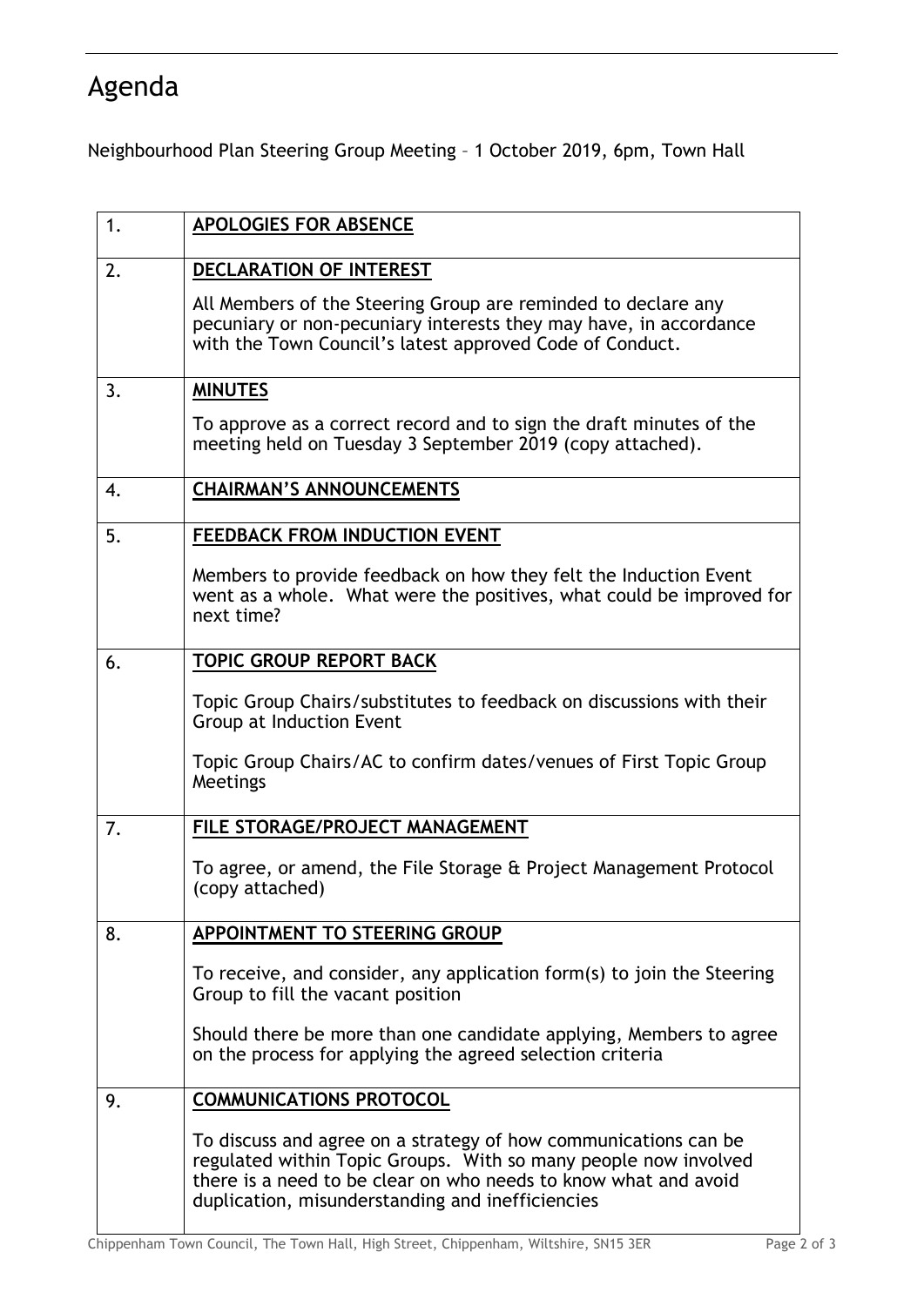# Agenda

Neighbourhood Plan Steering Group Meeting – 1 October 2019, 6pm, Town Hall

| | |
|---|---|
| 1. | **APOLOGIES FOR ABSENCE** |
| 2. | **DECLARATION OF INTEREST**<br><br>All Members of the Steering Group are reminded to declare any pecuniary or non-pecuniary interests they may have, in accordance with the Town Council's latest approved Code of Conduct. |
| 3. | **MINUTES**<br><br>To approve as a correct record and to sign the draft minutes of the meeting held on Tuesday 3 September 2019 (copy attached). |
| 4. | **CHAIRMAN'S ANNOUNCEMENTS** |
| 5. | **FEEDBACK FROM INDUCTION EVENT**<br><br>Members to provide feedback on how they felt the Induction Event went as a whole. What were the positives, what could be improved for next time? |
| 6. | **TOPIC GROUP REPORT BACK**<br><br>Topic Group Chairs/substitutes to feedback on discussions with their Group at Induction Event<br><br>Topic Group Chairs/AC to confirm dates/venues of First Topic Group Meetings |
| 7. | **FILE STORAGE/PROJECT MANAGEMENT**<br><br>To agree, or amend, the File Storage & Project Management Protocol (copy attached) |
| 8. | **APPOINTMENT TO STEERING GROUP**<br><br>To receive, and consider, any application form(s) to join the Steering Group to fill the vacant position<br><br>Should there be more than one candidate applying, Members to agree on the process for applying the agreed selection criteria |
| 9. | **COMMUNICATIONS PROTOCOL**<br><br>To discuss and agree on a strategy of how communications can be regulated within Topic Groups. With so many people now involved there is a need to be clear on who needs to know what and avoid duplication, misunderstanding and inefficiencies |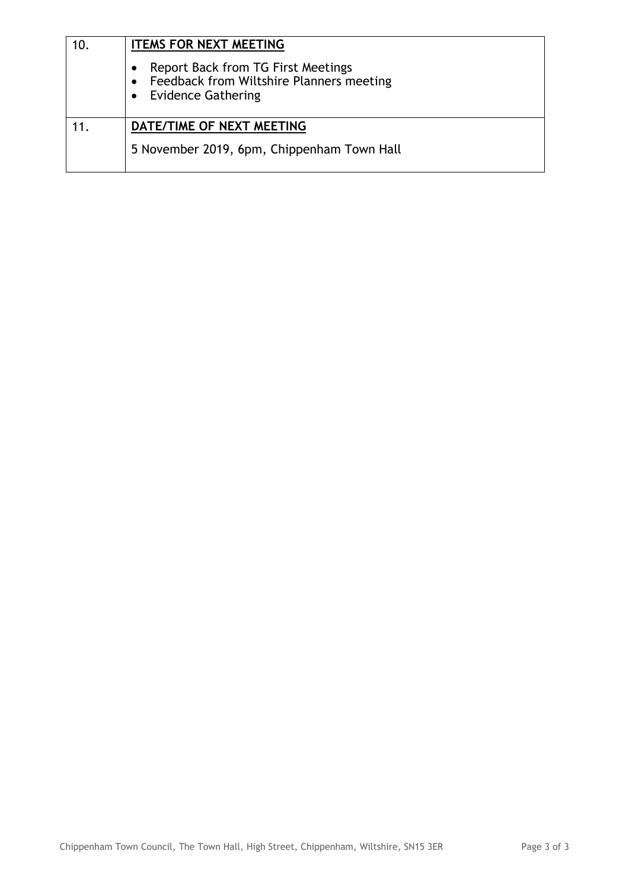| | |
|---|---|
| 10. | **ITEMS FOR NEXT MEETING**<br><br>• Report Back from TG First Meetings<br>• Feedback from Wiltshire Planners meeting<br>• Evidence Gathering |
| 11. | **DATE/TIME OF NEXT MEETING**<br><br>5 November 2019, 6pm, Chippenham Town Hall |